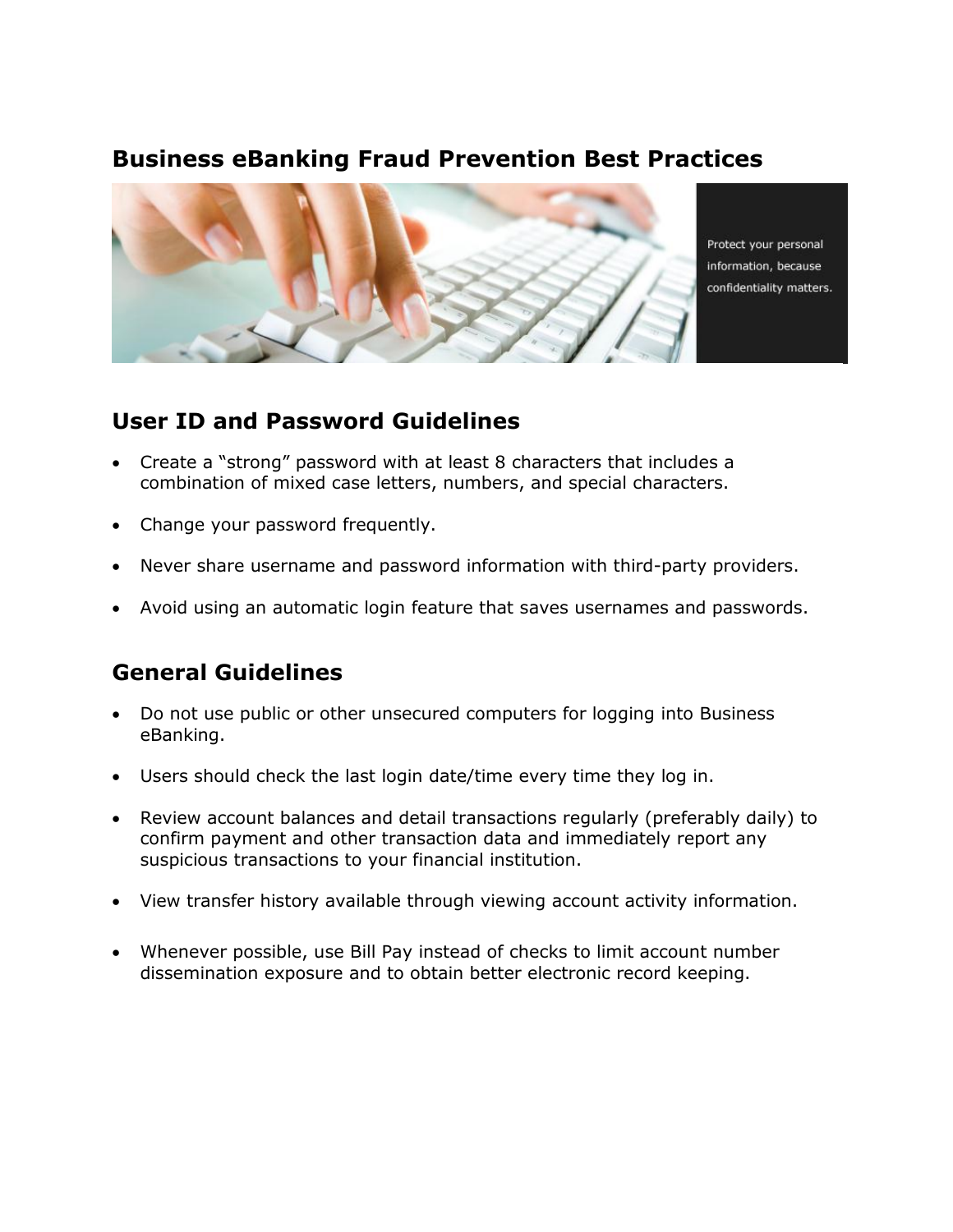# Business eBanking Fraud Prevention Best Practices

Protect your personal information, because confidentiality matters.

## User ID and Password Guidelines

- Create a "strong" password with at least 8 characters that includes a combination of mixed case letters, numbers, and special characters.
- Change your password frequently.
- Never share username and password information with third-party providers.
- Avoid using an automatic login feature that saves usernames and passwords.

## General Guidelines

- Do not use public or other unsecured computers for logging into Business eBanking.
- Users should check the last login date/time every time they log in.
- Review account balances and detail transactions regularly (preferably daily) to confirm payment and other transaction data and immediately report any suspicious transactions to your financial institution.
- View transfer history available through viewing account activity information.
- Whenever possible, use Bill Pay instead of checks to limit account number dissemination exposure and to obtain better electronic record keeping.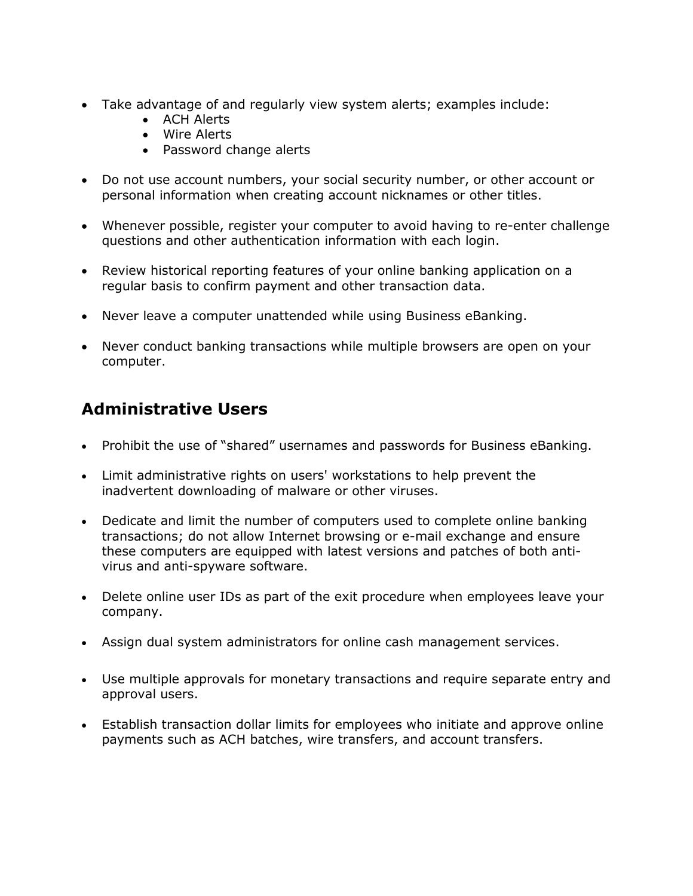- Take advantage of and regularly view system alerts; examples include:
  - ACH Alerts
  - Wire Alerts
  - Password change alerts

- Do not use account numbers, your social security number, or other account or personal information when creating account nicknames or other titles.

- Whenever possible, register your computer to avoid having to re-enter challenge questions and other authentication information with each login.

- Review historical reporting features of your online banking application on a regular basis to confirm payment and other transaction data.

- Never leave a computer unattended while using Business eBanking.

- Never conduct banking transactions while multiple browsers are open on your computer.

## Administrative Users

- Prohibit the use of "shared" usernames and passwords for Business eBanking.

- Limit administrative rights on users' workstations to help prevent the inadvertent downloading of malware or other viruses.

- Dedicate and limit the number of computers used to complete online banking transactions; do not allow Internet browsing or e-mail exchange and ensure these computers are equipped with latest versions and patches of both anti-virus and anti-spyware software.

- Delete online user IDs as part of the exit procedure when employees leave your company.

- Assign dual system administrators for online cash management services.

- Use multiple approvals for monetary transactions and require separate entry and approval users.

- Establish transaction dollar limits for employees who initiate and approve online payments such as ACH batches, wire transfers, and account transfers.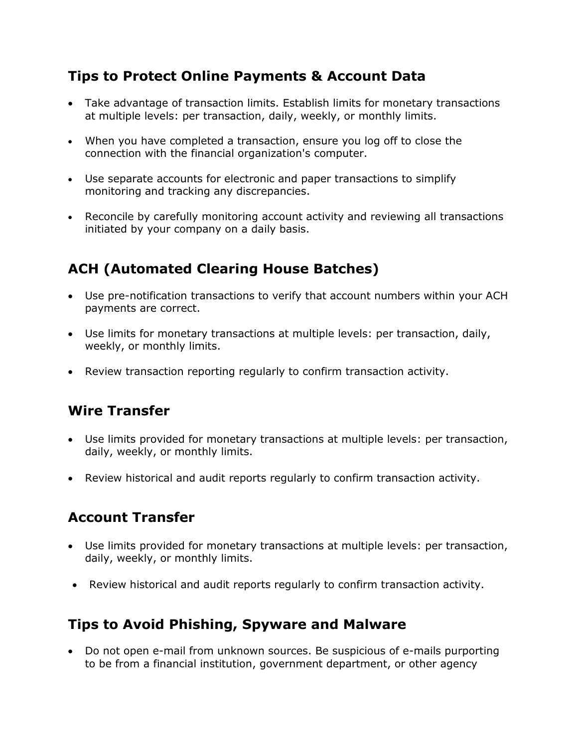## Tips to Protect Online Payments & Account Data

- Take advantage of transaction limits. Establish limits for monetary transactions at multiple levels: per transaction, daily, weekly, or monthly limits.
- When you have completed a transaction, ensure you log off to close the connection with the financial organization's computer.
- Use separate accounts for electronic and paper transactions to simplify monitoring and tracking any discrepancies.
- Reconcile by carefully monitoring account activity and reviewing all transactions initiated by your company on a daily basis.

## ACH (Automated Clearing House Batches)

- Use pre-notification transactions to verify that account numbers within your ACH payments are correct.
- Use limits for monetary transactions at multiple levels: per transaction, daily, weekly, or monthly limits.
- Review transaction reporting regularly to confirm transaction activity.

## Wire Transfer

- Use limits provided for monetary transactions at multiple levels: per transaction, daily, weekly, or monthly limits.
- Review historical and audit reports regularly to confirm transaction activity.

## Account Transfer

- Use limits provided for monetary transactions at multiple levels: per transaction, daily, weekly, or monthly limits.
- Review historical and audit reports regularly to confirm transaction activity.

## Tips to Avoid Phishing, Spyware and Malware

- Do not open e-mail from unknown sources. Be suspicious of e-mails purporting to be from a financial institution, government department, or other agency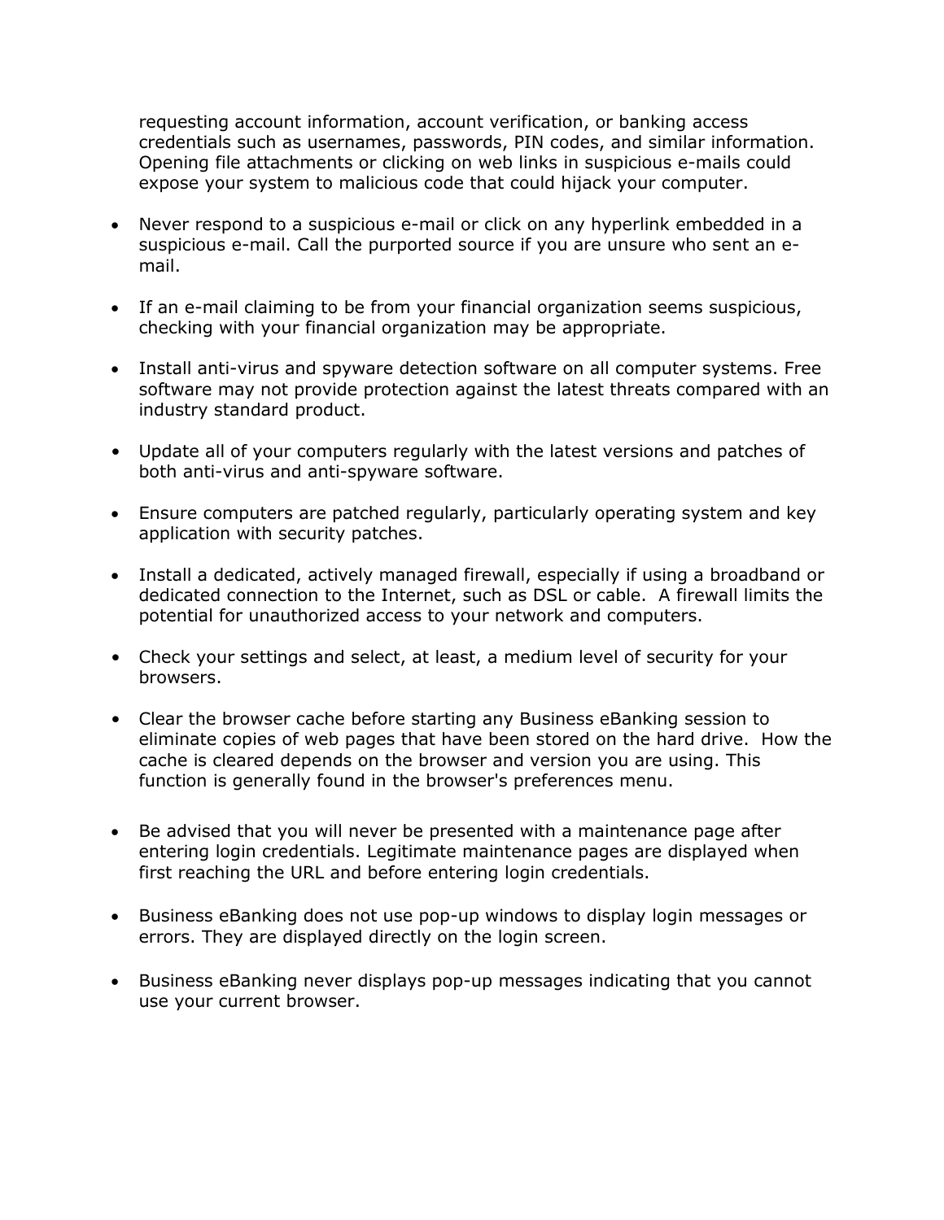requesting account information, account verification, or banking access credentials such as usernames, passwords, PIN codes, and similar information. Opening file attachments or clicking on web links in suspicious e-mails could expose your system to malicious code that could hijack your computer.

- Never respond to a suspicious e-mail or click on any hyperlink embedded in a suspicious e-mail. Call the purported source if you are unsure who sent an e-mail.

- If an e-mail claiming to be from your financial organization seems suspicious, checking with your financial organization may be appropriate.

- Install anti-virus and spyware detection software on all computer systems. Free software may not provide protection against the latest threats compared with an industry standard product.

- Update all of your computers regularly with the latest versions and patches of both anti-virus and anti-spyware software.

- Ensure computers are patched regularly, particularly operating system and key application with security patches.

- Install a dedicated, actively managed firewall, especially if using a broadband or dedicated connection to the Internet, such as DSL or cable. A firewall limits the potential for unauthorized access to your network and computers.

- Check your settings and select, at least, a medium level of security for your browsers.

- Clear the browser cache before starting any Business eBanking session to eliminate copies of web pages that have been stored on the hard drive. How the cache is cleared depends on the browser and version you are using. This function is generally found in the browser's preferences menu.

- Be advised that you will never be presented with a maintenance page after entering login credentials. Legitimate maintenance pages are displayed when first reaching the URL and before entering login credentials.

- Business eBanking does not use pop-up windows to display login messages or errors. They are displayed directly on the login screen.

- Business eBanking never displays pop-up messages indicating that you cannot use your current browser.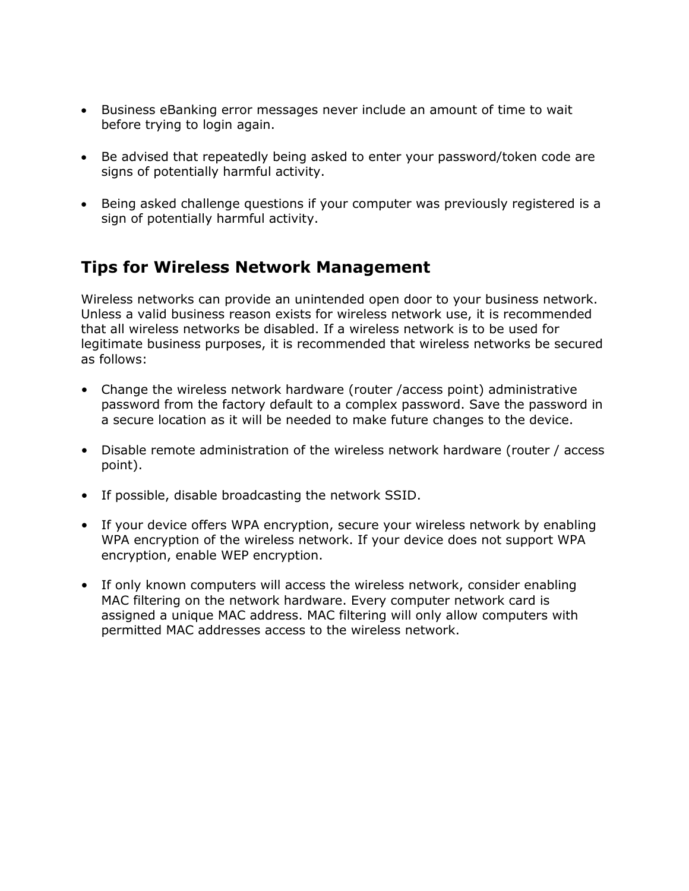- Business eBanking error messages never include an amount of time to wait before trying to login again.

- Be advised that repeatedly being asked to enter your password/token code are signs of potentially harmful activity.

- Being asked challenge questions if your computer was previously registered is a sign of potentially harmful activity.

## Tips for Wireless Network Management

Wireless networks can provide an unintended open door to your business network. Unless a valid business reason exists for wireless network use, it is recommended that all wireless networks be disabled. If a wireless network is to be used for legitimate business purposes, it is recommended that wireless networks be secured as follows:

- Change the wireless network hardware (router /access point) administrative password from the factory default to a complex password. Save the password in a secure location as it will be needed to make future changes to the device.

- Disable remote administration of the wireless network hardware (router / access point).

- If possible, disable broadcasting the network SSID.

- If your device offers WPA encryption, secure your wireless network by enabling WPA encryption of the wireless network. If your device does not support WPA encryption, enable WEP encryption.

- If only known computers will access the wireless network, consider enabling MAC filtering on the network hardware. Every computer network card is assigned a unique MAC address. MAC filtering will only allow computers with permitted MAC addresses access to the wireless network.